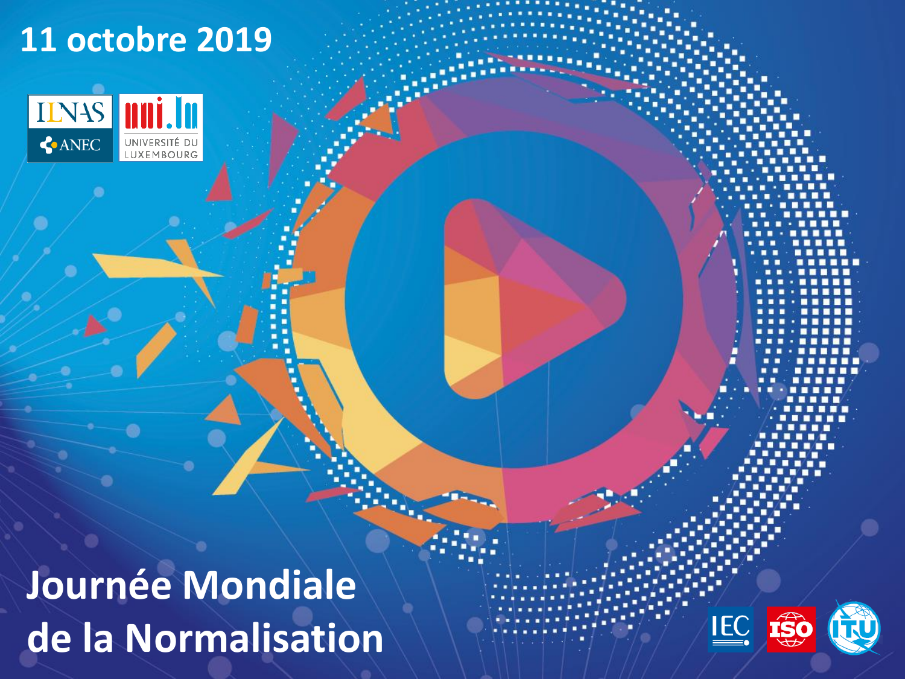11 octobre 2019

ILNAS ANEC

UNIVERSITÉ DU LUXEMBOURG

# Journée Mondiale de la Normalisation

IEC ISO ITU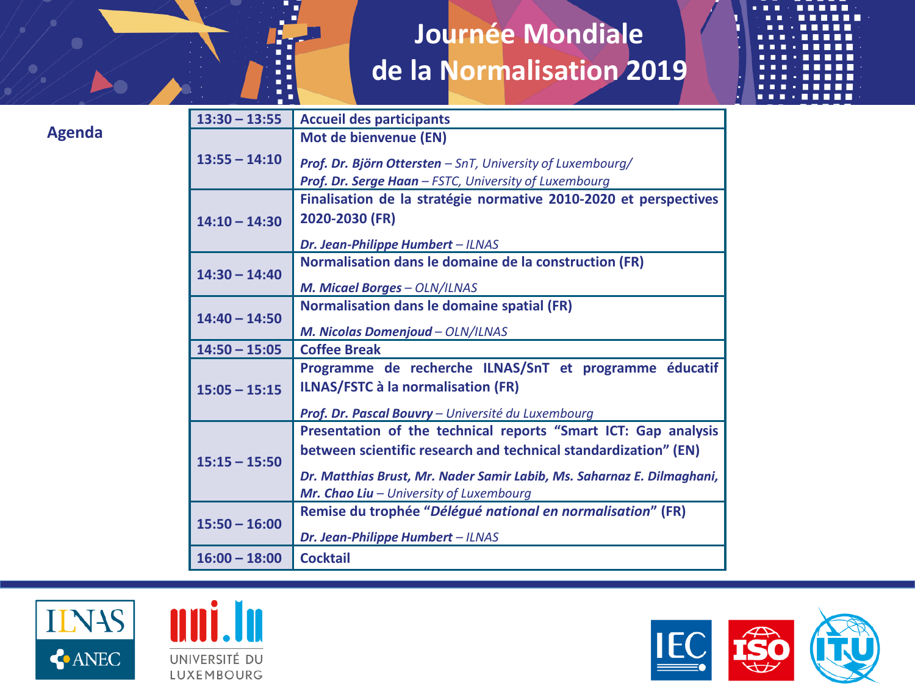# Journée Mondiale de la Normalisation 2019

## Agenda

| | |
|---|---|
| 13:30 – 13:55 | **Accueil des participants** |
| 13:55 – 14:10 | **Mot de bienvenue (EN)**<br>***Prof. Dr. Björn Ottersten*** *– SnT, University of Luxembourg/*<br>***Prof. Dr. Serge Haan*** *– FSTC, University of Luxembourg* |
| 14:10 – 14:30 | **Finalisation de la stratégie normative 2010-2020 et perspectives 2020-2030 (FR)**<br>***Dr. Jean-Philippe Humbert*** *– ILNAS* |
| 14:30 – 14:40 | **Normalisation dans le domaine de la construction (FR)**<br>***M. Micael Borges*** *– OLN/ILNAS* |
| 14:40 – 14:50 | **Normalisation dans le domaine spatial (FR)**<br>***M. Nicolas Domenjoud*** *– OLN/ILNAS* |
| 14:50 – 15:05 | **Coffee Break** |
| 15:05 – 15:15 | **Programme de recherche ILNAS/SnT et programme éducatif ILNAS/FSTC à la normalisation (FR)**<br>***Prof. Dr. Pascal Bouvry*** *– Université du Luxembourg* |
| 15:15 – 15:50 | **Presentation of the technical reports "Smart ICT: Gap analysis between scientific research and technical standardization" (EN)**<br>***Dr. Matthias Brust, Mr. Nader Samir Labib, Ms. Saharnaz E. Dilmaghani, Mr. Chao Liu*** *– University of Luxembourg* |
| 15:50 – 16:00 | **Remise du trophée "*Délégué national en normalisation*" (FR)**<br>***Dr. Jean-Philippe Humbert*** *– ILNAS* |
| 16:00 – 18:00 | **Cocktail** |

ILNAS ANEC — UNIVERSITÉ DU LUXEMBOURG — IEC — ISO — ITU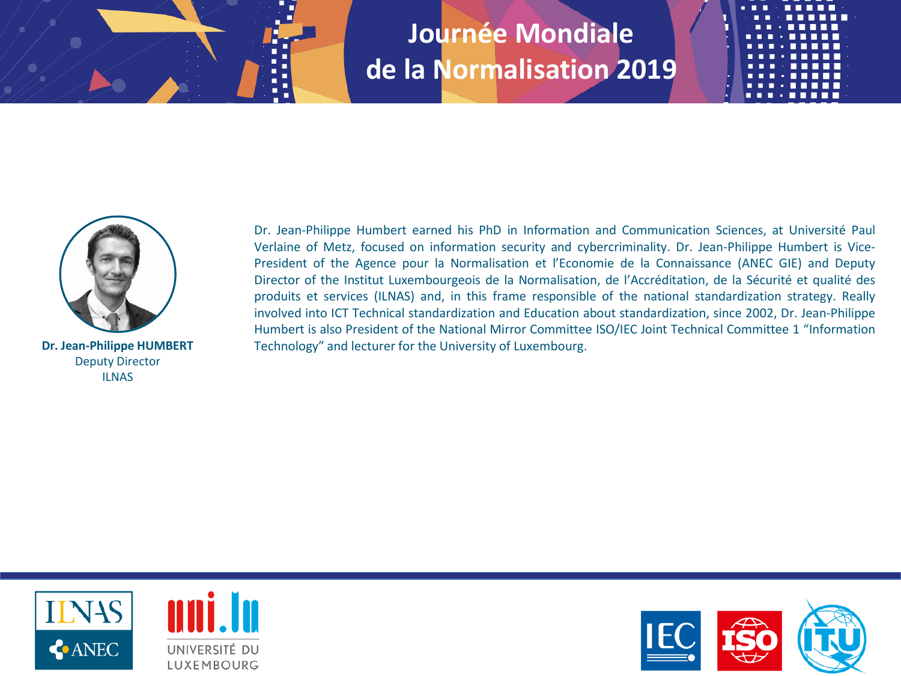# Journée Mondiale de la Normalisation 2019

**Dr. Jean-Philippe HUMBERT**
Deputy Director
ILNAS

Dr. Jean-Philippe Humbert earned his PhD in Information and Communication Sciences, at Université Paul Verlaine of Metz, focused on information security and cybercriminality. Dr. Jean-Philippe Humbert is Vice-President of the Agence pour la Normalisation et l'Economie de la Connaissance (ANEC GIE) and Deputy Director of the Institut Luxembourgeois de la Normalisation, de l'Accréditation, de la Sécurité et qualité des produits et services (ILNAS) and, in this frame responsible of the national standardization strategy. Really involved into ICT Technical standardization and Education about standardization, since 2002, Dr. Jean-Philippe Humbert is also President of the National Mirror Committee ISO/IEC Joint Technical Committee 1 "Information Technology" and lecturer for the University of Luxembourg.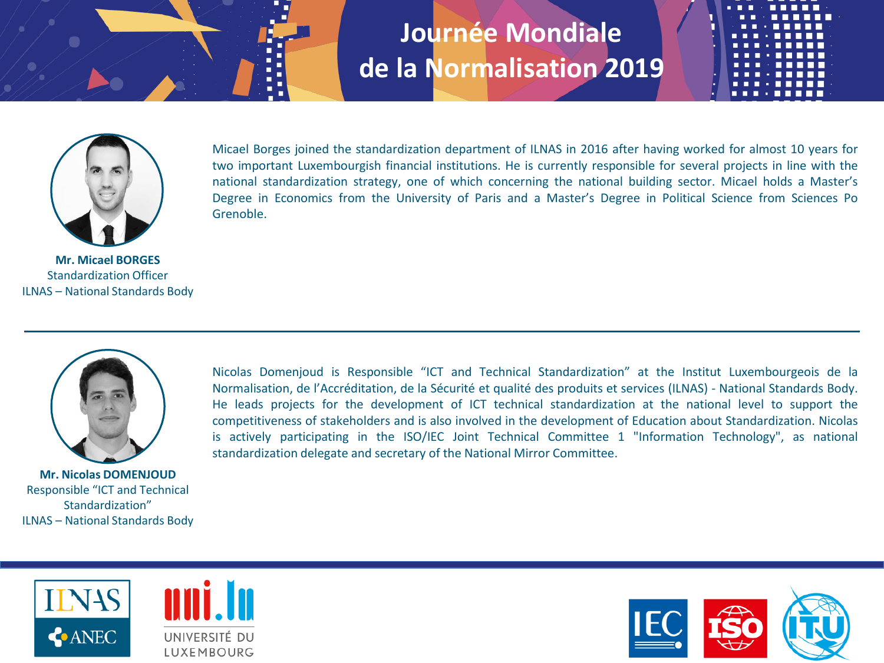# Journée Mondiale de la Normalisation 2019

**Mr. Micael BORGES**
Standardization Officer
ILNAS – National Standards Body

Micael Borges joined the standardization department of ILNAS in 2016 after having worked for almost 10 years for two important Luxembourgish financial institutions. He is currently responsible for several projects in line with the national standardization strategy, one of which concerning the national building sector. Micael holds a Master's Degree in Economics from the University of Paris and a Master's Degree in Political Science from Sciences Po Grenoble.

---

**Mr. Nicolas DOMENJOUD**
Responsible "ICT and Technical Standardization"
ILNAS – National Standards Body

Nicolas Domenjoud is Responsible "ICT and Technical Standardization" at the Institut Luxembourgeois de la Normalisation, de l'Accréditation, de la Sécurité et qualité des produits et services (ILNAS) - National Standards Body. He leads projects for the development of ICT technical standardization at the national level to support the competitiveness of stakeholders and is also involved in the development of Education about Standardization. Nicolas is actively participating in the ISO/IEC Joint Technical Committee 1 "Information Technology", as national standardization delegate and secretary of the National Mirror Committee.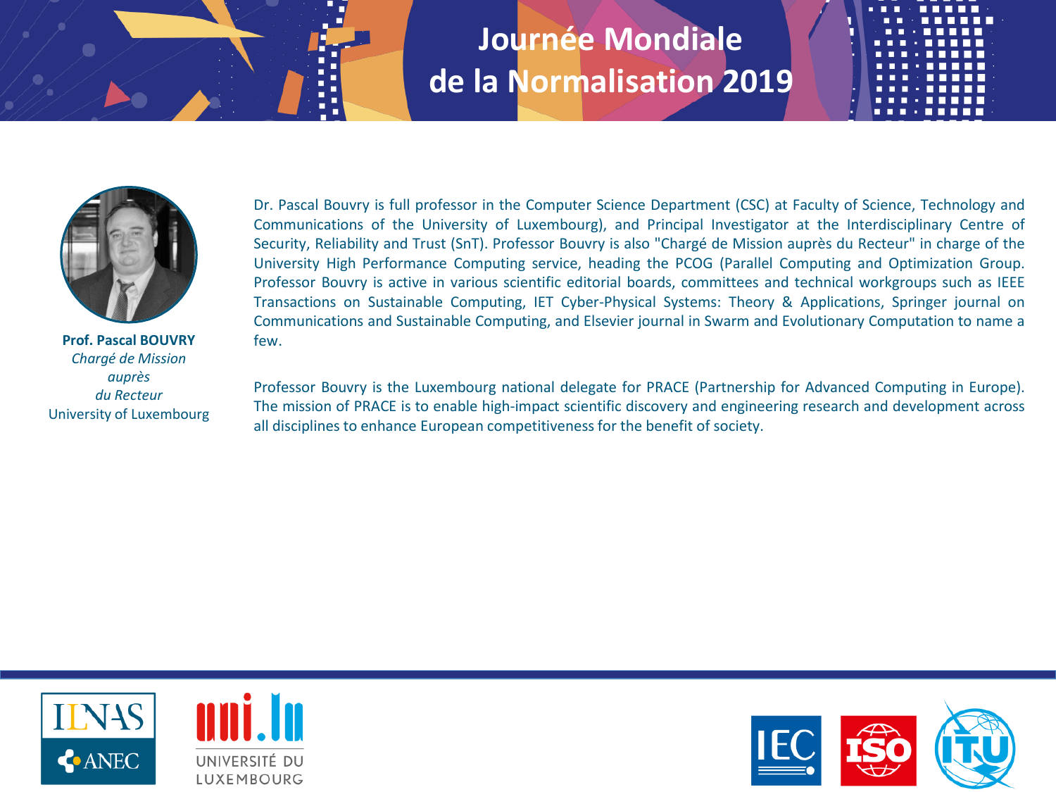# Journée Mondiale de la Normalisation 2019

**Prof. Pascal BOUVRY**
*Chargé de Mission auprès du Recteur*
University of Luxembourg

Dr. Pascal Bouvry is full professor in the Computer Science Department (CSC) at Faculty of Science, Technology and Communications of the University of Luxembourg), and Principal Investigator at the Interdisciplinary Centre of Security, Reliability and Trust (SnT). Professor Bouvry is also "Chargé de Mission auprès du Recteur" in charge of the University High Performance Computing service, heading the PCOG (Parallel Computing and Optimization Group. Professor Bouvry is active in various scientific editorial boards, committees and technical workgroups such as IEEE Transactions on Sustainable Computing, IET Cyber-Physical Systems: Theory & Applications, Springer journal on Communications and Sustainable Computing, and Elsevier journal in Swarm and Evolutionary Computation to name a few.

Professor Bouvry is the Luxembourg national delegate for PRACE (Partnership for Advanced Computing in Europe). The mission of PRACE is to enable high-impact scientific discovery and engineering research and development across all disciplines to enhance European competitiveness for the benefit of society.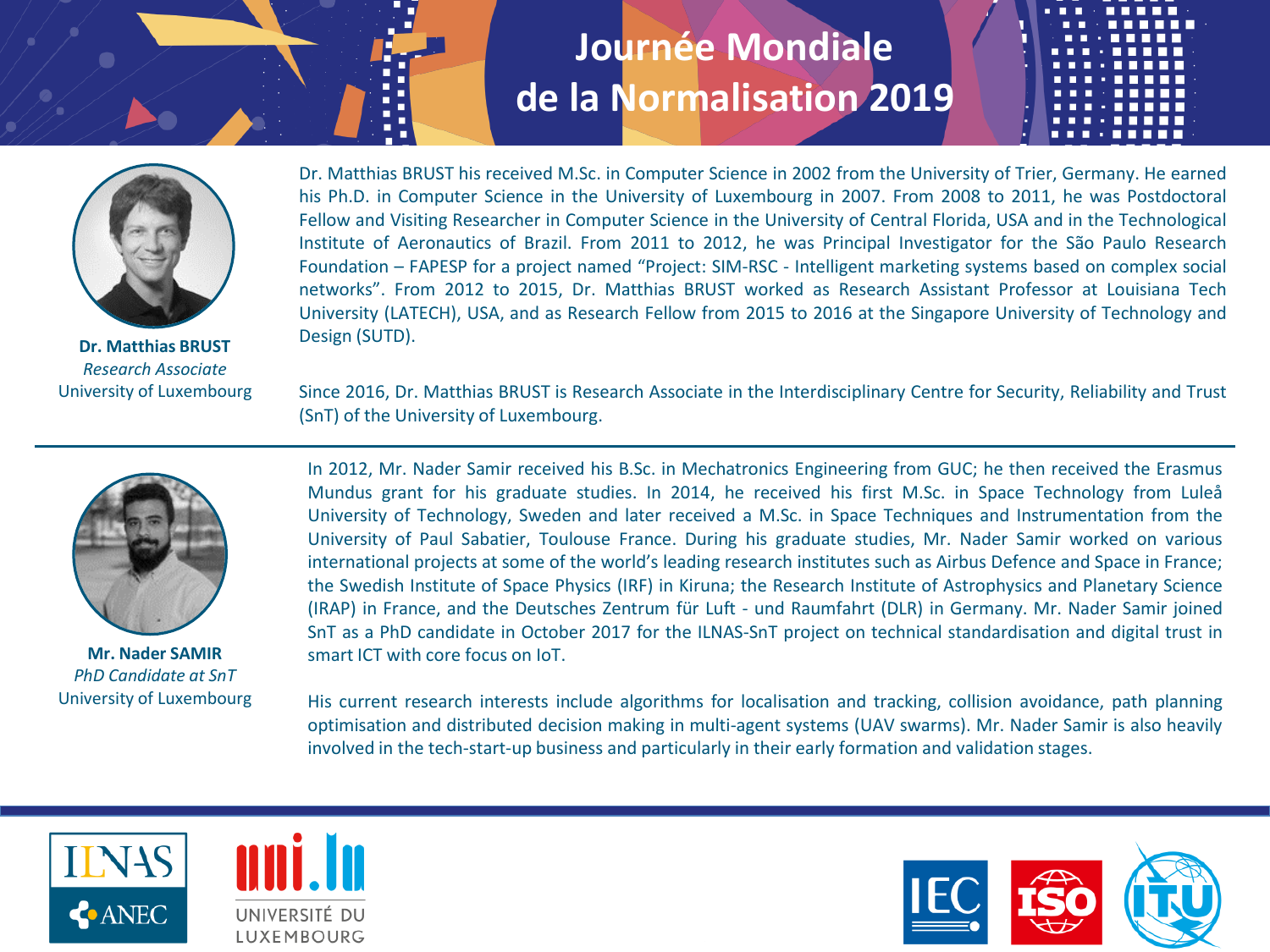# Journée Mondiale de la Normalisation 2019

**Dr. Matthias BRUST**
*Research Associate*
University of Luxembourg

Dr. Matthias BRUST his received M.Sc. in Computer Science in 2002 from the University of Trier, Germany. He earned his Ph.D. in Computer Science in the University of Luxembourg in 2007. From 2008 to 2011, he was Postdoctoral Fellow and Visiting Researcher in Computer Science in the University of Central Florida, USA and in the Technological Institute of Aeronautics of Brazil. From 2011 to 2012, he was Principal Investigator for the São Paulo Research Foundation – FAPESP for a project named "Project: SIM-RSC - Intelligent marketing systems based on complex social networks". From 2012 to 2015, Dr. Matthias BRUST worked as Research Assistant Professor at Louisiana Tech University (LATECH), USA, and as Research Fellow from 2015 to 2016 at the Singapore University of Technology and Design (SUTD).

Since 2016, Dr. Matthias BRUST is Research Associate in the Interdisciplinary Centre for Security, Reliability and Trust (SnT) of the University of Luxembourg.

---

**Mr. Nader SAMIR**
*PhD Candidate at SnT*
University of Luxembourg

In 2012, Mr. Nader Samir received his B.Sc. in Mechatronics Engineering from GUC; he then received the Erasmus Mundus grant for his graduate studies. In 2014, he received his first M.Sc. in Space Technology from Luleå University of Technology, Sweden and later received a M.Sc. in Space Techniques and Instrumentation from the University of Paul Sabatier, Toulouse France. During his graduate studies, Mr. Nader Samir worked on various international projects at some of the world's leading research institutes such as Airbus Defence and Space in France; the Swedish Institute of Space Physics (IRF) in Kiruna; the Research Institute of Astrophysics and Planetary Science (IRAP) in France, and the Deutsches Zentrum für Luft - und Raumfahrt (DLR) in Germany. Mr. Nader Samir joined SnT as a PhD candidate in October 2017 for the ILNAS-SnT project on technical standardisation and digital trust in smart ICT with core focus on IoT.

His current research interests include algorithms for localisation and tracking, collision avoidance, path planning optimisation and distributed decision making in multi-agent systems (UAV swarms). Mr. Nader Samir is also heavily involved in the tech-start-up business and particularly in their early formation and validation stages.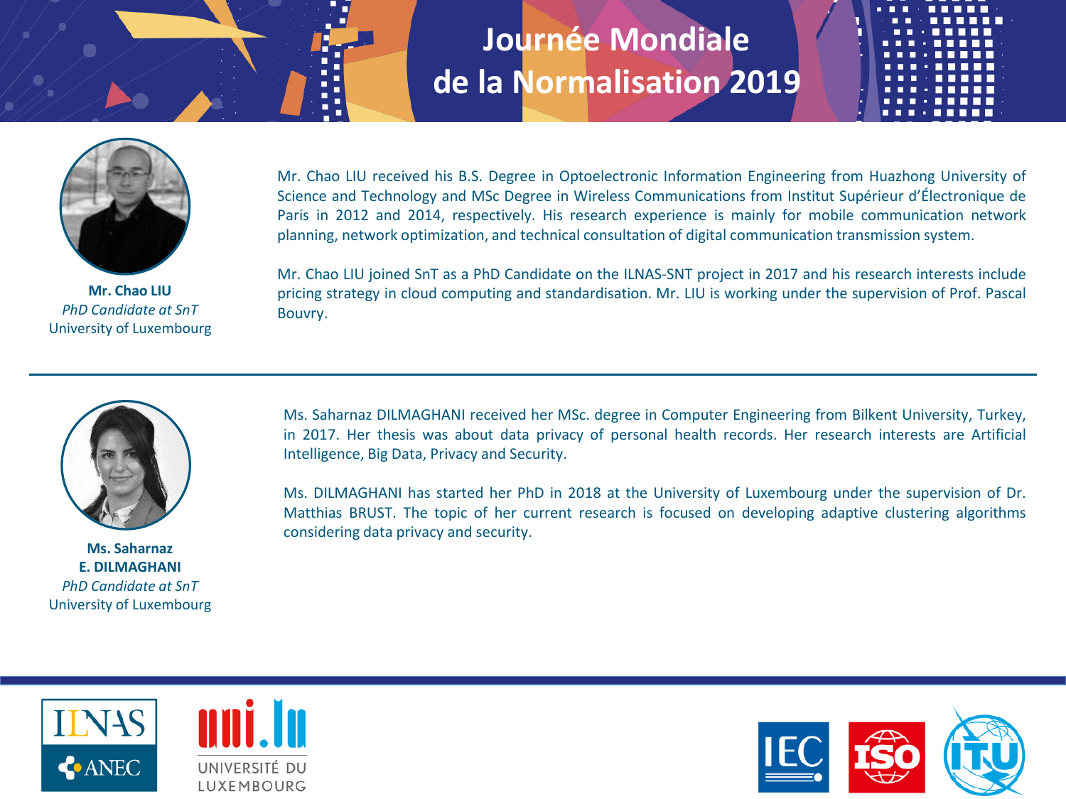# Journée Mondiale de la Normalisation 2019

**Mr. Chao LIU**
*PhD Candidate at SnT*
University of Luxembourg

Mr. Chao LIU received his B.S. Degree in Optoelectronic Information Engineering from Huazhong University of Science and Technology and MSc Degree in Wireless Communications from Institut Supérieur d'Électronique de Paris in 2012 and 2014, respectively. His research experience is mainly for mobile communication network planning, network optimization, and technical consultation of digital communication transmission system.

Mr. Chao LIU joined SnT as a PhD Candidate on the ILNAS-SNT project in 2017 and his research interests include pricing strategy in cloud computing and standardisation. Mr. LIU is working under the supervision of Prof. Pascal Bouvry.

---

**Ms. Saharnaz E. DILMAGHANI**
*PhD Candidate at SnT*
University of Luxembourg

Ms. Saharnaz DILMAGHANI received her MSc. degree in Computer Engineering from Bilkent University, Turkey, in 2017. Her thesis was about data privacy of personal health records. Her research interests are Artificial Intelligence, Big Data, Privacy and Security.

Ms. DILMAGHANI has started her PhD in 2018 at the University of Luxembourg under the supervision of Dr. Matthias BRUST. The topic of her current research is focused on developing adaptive clustering algorithms considering data privacy and security.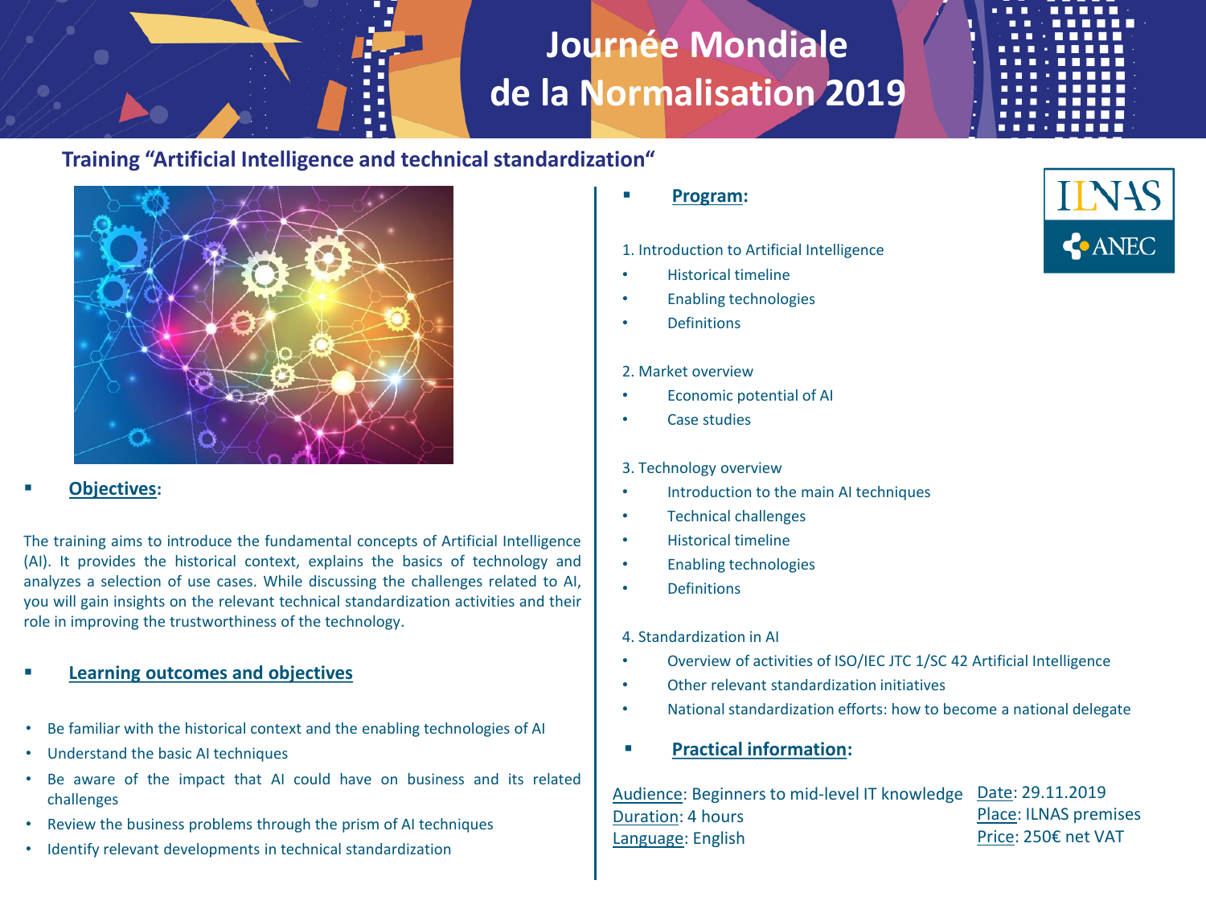# Journée Mondiale de la Normalisation 2019

## Training “Artificial Intelligence and technical standardization“

ILNAS ANEC

### Objectives:

The training aims to introduce the fundamental concepts of Artificial Intelligence (AI). It provides the historical context, explains the basics of technology and analyzes a selection of use cases. While discussing the challenges related to AI, you will gain insights on the relevant technical standardization activities and their role in improving the trustworthiness of the technology.

### Learning outcomes and objectives

- Be familiar with the historical context and the enabling technologies of AI
- Understand the basic AI techniques
- Be aware of the impact that AI could have on business and its related challenges
- Review the business problems through the prism of AI techniques
- Identify relevant developments in technical standardization

### Program:

1. Introduction to Artificial Intelligence
   - Historical timeline
   - Enabling technologies
   - Definitions

2. Market overview
   - Economic potential of AI
   - Case studies

3. Technology overview
   - Introduction to the main AI techniques
   - Technical challenges
   - Historical timeline
   - Enabling technologies
   - Definitions

4. Standardization in AI
   - Overview of activities of ISO/IEC JTC 1/SC 42 Artificial Intelligence
   - Other relevant standardization initiatives
   - National standardization efforts: how to become a national delegate

### Practical information:

Audience: Beginners to mid-level IT knowledge
Duration: 4 hours
Language: English

Date: 29.11.2019
Place: ILNAS premises
Price: 250€ net VAT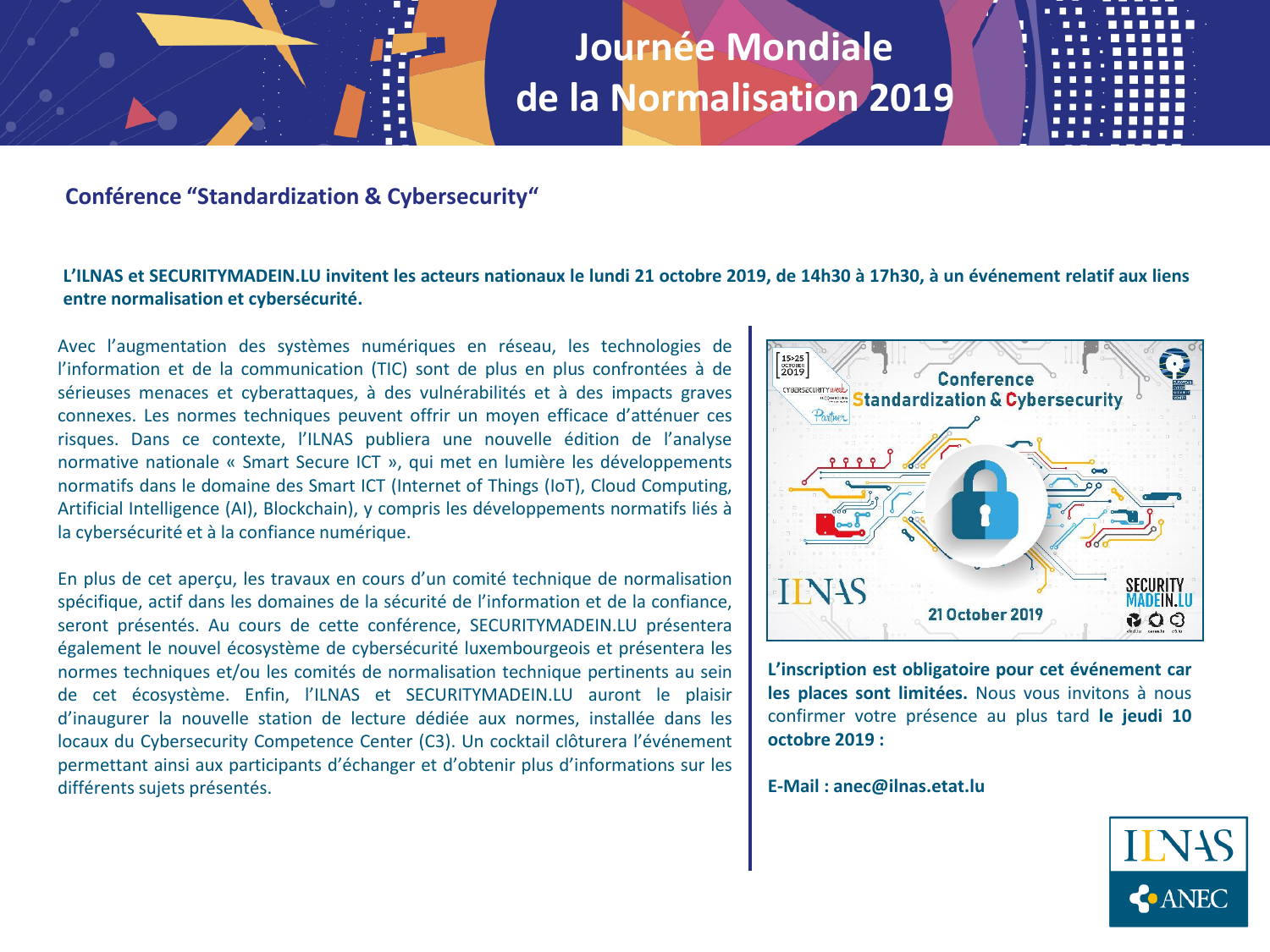# Journée Mondiale de la Normalisation 2019

## Conférence “Standardization & Cybersecurity“

**L’ILNAS et SECURITYMADEIN.LU invitent les acteurs nationaux le lundi 21 octobre 2019, de 14h30 à 17h30, à un événement relatif aux liens entre normalisation et cybersécurité.**

Avec l’augmentation des systèmes numériques en réseau, les technologies de l’information et de la communication (TIC) sont de plus en plus confrontées à de sérieuses menaces et cyberattaques, à des vulnérabilités et à des impacts graves connexes. Les normes techniques peuvent offrir un moyen efficace d’atténuer ces risques. Dans ce contexte, l’ILNAS publiera une nouvelle édition de l’analyse normative nationale « Smart Secure ICT », qui met en lumière les développements normatifs dans le domaine des Smart ICT (Internet of Things (IoT), Cloud Computing, Artificial Intelligence (AI), Blockchain), y compris les développements normatifs liés à la cybersécurité et à la confiance numérique.

En plus de cet aperçu, les travaux en cours d’un comité technique de normalisation spécifique, actif dans les domaines de la sécurité de l’information et de la confiance, seront présentés. Au cours de cette conférence, SECURITYMADEIN.LU présentera également le nouvel écosystème de cybersécurité luxembourgeois et présentera les normes techniques et/ou les comités de normalisation technique pertinents au sein de cet écosystème. Enfin, l’ILNAS et SECURITYMADEIN.LU auront le plaisir d’inaugurer la nouvelle station de lecture dédiée aux normes, installée dans les locaux du Cybersecurity Competence Center (C3). Un cocktail clôturera l’événement permettant ainsi aux participants d’échanger et d’obtenir plus d’informations sur les différents sujets présentés.

Conference
Standardization & Cybersecurity
21 October 2019

**L’inscription est obligatoire pour cet événement car les places sont limitées.** Nous vous invitons à nous confirmer votre présence au plus tard **le jeudi 10 octobre 2019 :**

**E-Mail : anec@ilnas.etat.lu**

ILNAS
ANEC